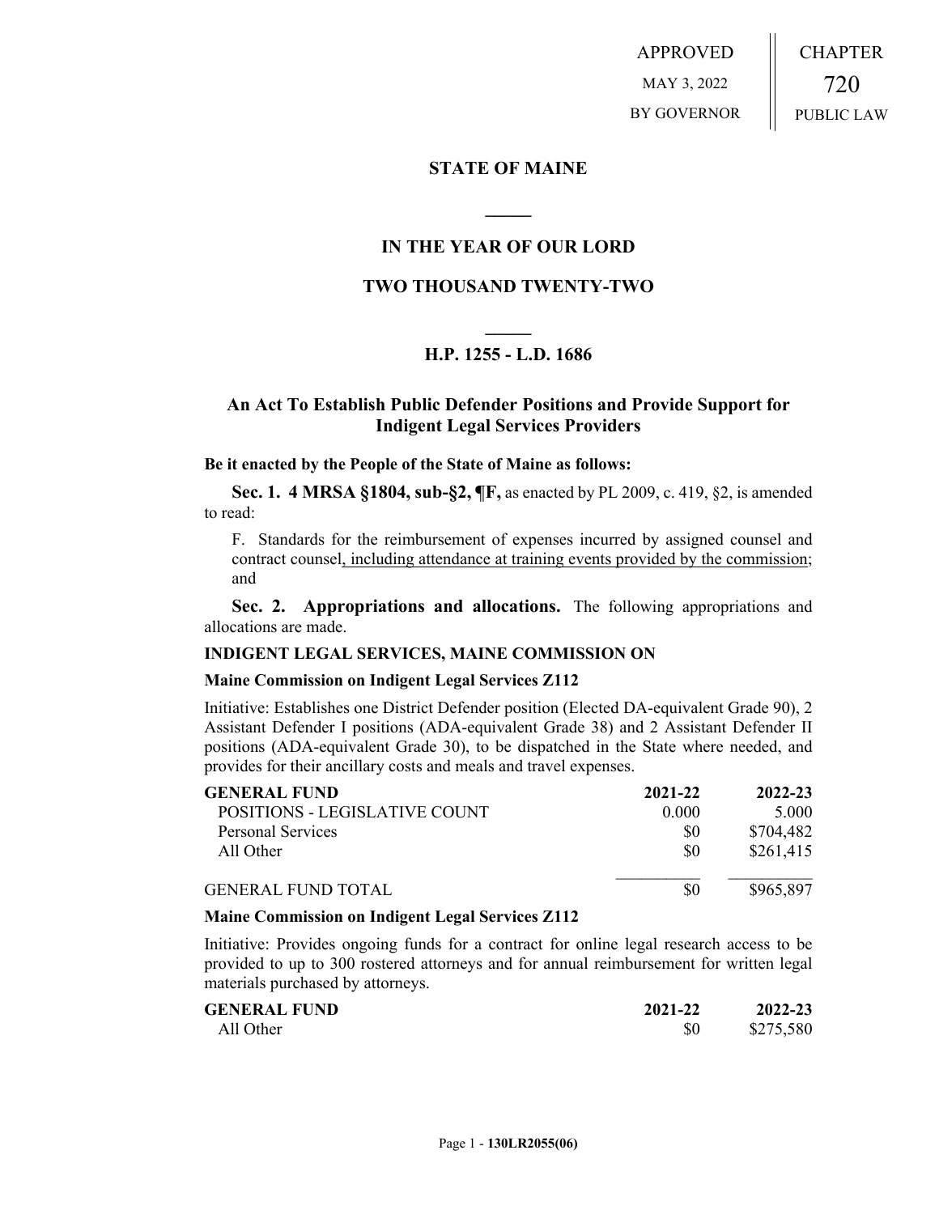APPROVED

MAY 3, 2022

BY GOVERNOR

CHAPTER

720

PUBLIC LAW

## STATE OF MAINE

## IN THE YEAR OF OUR LORD

## TWO THOUSAND TWENTY-TWO

## H.P. 1255 - L.D. 1686

## An Act To Establish Public Defender Positions and Provide Support for Indigent Legal Services Providers

**Be it enacted by the People of the State of Maine as follows:**

**Sec. 1. 4 MRSA §1804, sub-§2, ¶F,** as enacted by PL 2009, c. 419, §2, is amended to read:

F. Standards for the reimbursement of expenses incurred by assigned counsel and contract counsel, including attendance at training events provided by the commission; and

**Sec. 2. Appropriations and allocations.** The following appropriations and allocations are made.

**INDIGENT LEGAL SERVICES, MAINE COMMISSION ON**

**Maine Commission on Indigent Legal Services Z112**

Initiative: Establishes one District Defender position (Elected DA-equivalent Grade 90), 2 Assistant Defender I positions (ADA-equivalent Grade 38) and 2 Assistant Defender II positions (ADA-equivalent Grade 30), to be dispatched in the State where needed, and provides for their ancillary costs and meals and travel expenses.

| GENERAL FUND | 2021-22 | 2022-23 |
|---|---|---|
| POSITIONS - LEGISLATIVE COUNT | 0.000 | 5.000 |
| Personal Services | $0 | $704,482 |
| All Other | $0 | $261,415 |
| GENERAL FUND TOTAL | $0 | $965,897 |

**Maine Commission on Indigent Legal Services Z112**

Initiative: Provides ongoing funds for a contract for online legal research access to be provided to up to 300 rostered attorneys and for annual reimbursement for written legal materials purchased by attorneys.

| GENERAL FUND | 2021-22 | 2022-23 |
|---|---|---|
| All Other | $0 | $275,580 |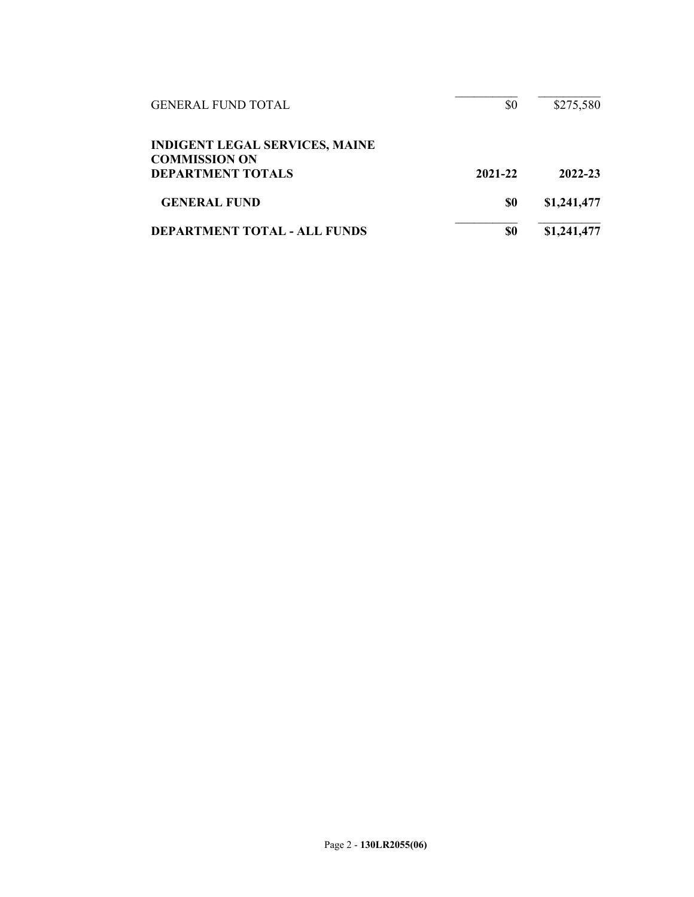| | | |
|---|---|---|
| GENERAL FUND TOTAL | \$0 | \$275,580 |

| **INDIGENT LEGAL SERVICES, MAINE COMMISSION ON DEPARTMENT TOTALS** | **2021-22** | **2022-23** |
|---|---|---|
| **GENERAL FUND** | **\$0** | **\$1,241,477** |
| **DEPARTMENT TOTAL - ALL FUNDS** | **\$0** | **\$1,241,477** |